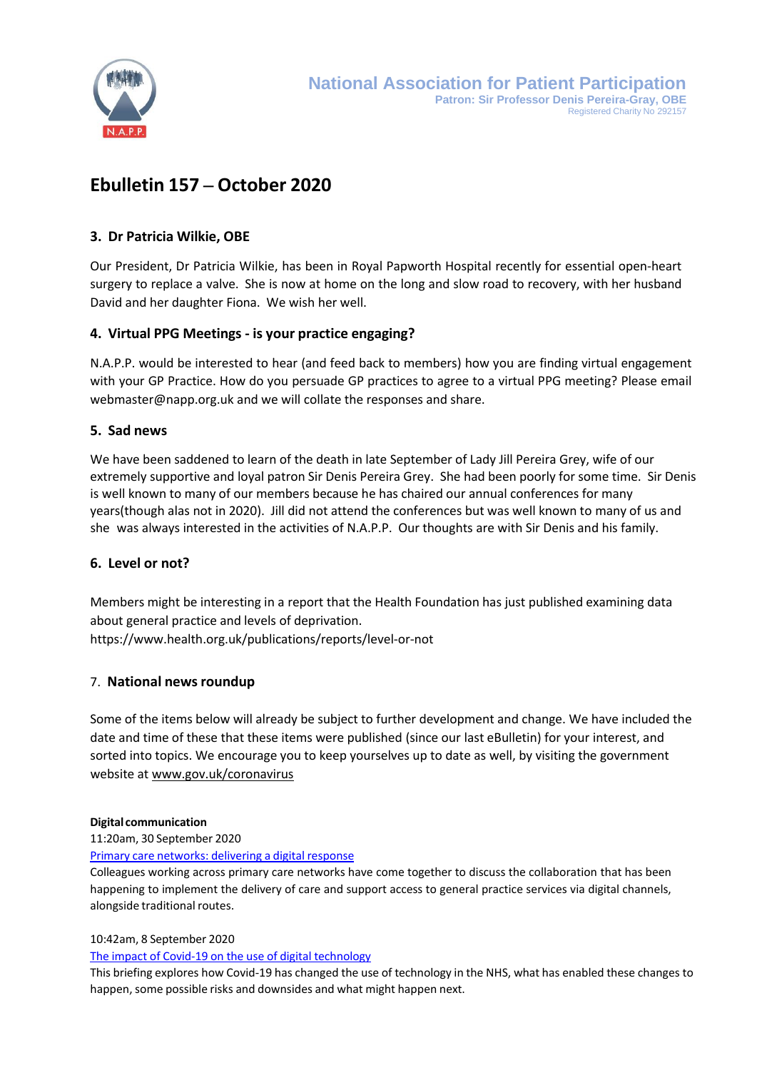National Association for Patient Participation
Patron: Sir Professor Denis Pereira-Gray, OBE
Registered Charity No 292157

# Ebulletin 157 – October 2020

## 3. Dr Patricia Wilkie, OBE

Our President, Dr Patricia Wilkie, has been in Royal Papworth Hospital recently for essential open-heart surgery to replace a valve. She is now at home on the long and slow road to recovery, with her husband David and her daughter Fiona. We wish her well.

## 4. Virtual PPG Meetings - is your practice engaging?

N.A.P.P. would be interested to hear (and feed back to members) how you are finding virtual engagement with your GP Practice. How do you persuade GP practices to agree to a virtual PPG meeting? Please email webmaster@napp.org.uk and we will collate the responses and share.

## 5. Sad news

We have been saddened to learn of the death in late September of Lady Jill Pereira Grey, wife of our extremely supportive and loyal patron Sir Denis Pereira Grey. She had been poorly for some time. Sir Denis is well known to many of our members because he has chaired our annual conferences for many years(though alas not in 2020). Jill did not attend the conferences but was well known to many of us and she was always interested in the activities of N.A.P.P. Our thoughts are with Sir Denis and his family.

## 6. Level or not?

Members might be interesting in a report that the Health Foundation has just published examining data about general practice and levels of deprivation.
https://www.health.org.uk/publications/reports/level-or-not

## 7. National news roundup

Some of the items below will already be subject to further development and change. We have included the date and time of these that these items were published (since our last eBulletin) for your interest, and sorted into topics. We encourage you to keep yourselves up to date as well, by visiting the government website at www.gov.uk/coronavirus

**Digital communication**

11:20am, 30 September 2020
Primary care networks: delivering a digital response
Colleagues working across primary care networks have come together to discuss the collaboration that has been happening to implement the delivery of care and support access to general practice services via digital channels, alongside traditional routes.

10:42am, 8 September 2020
The impact of Covid-19 on the use of digital technology
This briefing explores how Covid-19 has changed the use of technology in the NHS, what has enabled these changes to happen, some possible risks and downsides and what might happen next.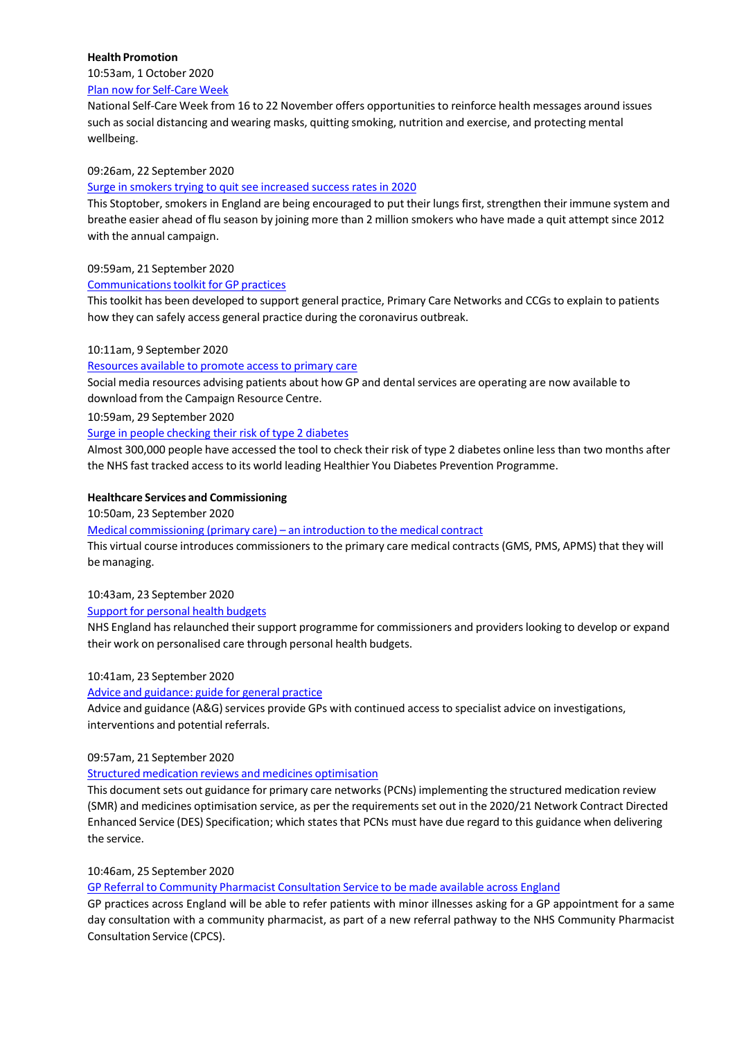**Health Promotion**

10:53am, 1 October 2020

Plan now for Self-Care Week

National Self-Care Week from 16 to 22 November offers opportunities to reinforce health messages around issues such as social distancing and wearing masks, quitting smoking, nutrition and exercise, and protecting mental wellbeing.

09:26am, 22 September 2020

Surge in smokers trying to quit see increased success rates in 2020

This Stoptober, smokers in England are being encouraged to put their lungs first, strengthen their immune system and breathe easier ahead of flu season by joining more than 2 million smokers who have made a quit attempt since 2012 with the annual campaign.

09:59am, 21 September 2020

Communications toolkit for GP practices

This toolkit has been developed to support general practice, Primary Care Networks and CCGs to explain to patients how they can safely access general practice during the coronavirus outbreak.

10:11am, 9 September 2020

Resources available to promote access to primary care

Social media resources advising patients about how GP and dental services are operating are now available to download from the Campaign Resource Centre.

10:59am, 29 September 2020

Surge in people checking their risk of type 2 diabetes

Almost 300,000 people have accessed the tool to check their risk of type 2 diabetes online less than two months after the NHS fast tracked access to its world leading Healthier You Diabetes Prevention Programme.

**Healthcare Services and Commissioning**

10:50am, 23 September 2020

Medical commissioning (primary care) – an introduction to the medical contract

This virtual course introduces commissioners to the primary care medical contracts (GMS, PMS, APMS) that they will be managing.

10:43am, 23 September 2020

Support for personal health budgets

NHS England has relaunched their support programme for commissioners and providers looking to develop or expand their work on personalised care through personal health budgets.

10:41am, 23 September 2020

Advice and guidance: guide for general practice

Advice and guidance (A&G) services provide GPs with continued access to specialist advice on investigations, interventions and potential referrals.

09:57am, 21 September 2020

Structured medication reviews and medicines optimisation

This document sets out guidance for primary care networks (PCNs) implementing the structured medication review (SMR) and medicines optimisation service, as per the requirements set out in the 2020/21 Network Contract Directed Enhanced Service (DES) Specification; which states that PCNs must have due regard to this guidance when delivering the service.

10:46am, 25 September 2020

GP Referral to Community Pharmacist Consultation Service to be made available across England

GP practices across England will be able to refer patients with minor illnesses asking for a GP appointment for a same day consultation with a community pharmacist, as part of a new referral pathway to the NHS Community Pharmacist Consultation Service (CPCS).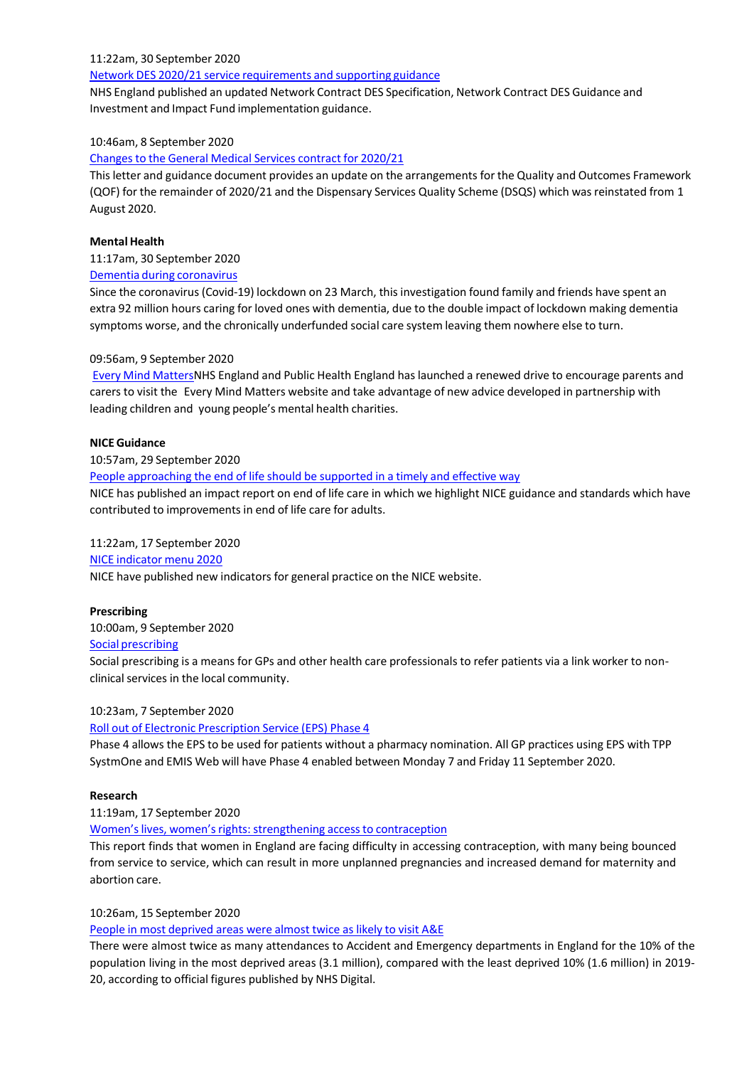11:22am, 30 September 2020

[Network DES 2020/21 service requirements and supporting guidance]

NHS England published an updated Network Contract DES Specification, Network Contract DES Guidance and Investment and Impact Fund implementation guidance.

10:46am, 8 September 2020

[Changes to the General Medical Services contract for 2020/21]

This letter and guidance document provides an update on the arrangements for the Quality and Outcomes Framework (QOF) for the remainder of 2020/21 and the Dispensary Services Quality Scheme (DSQS) which was reinstated from 1 August 2020.

**Mental Health**

11:17am, 30 September 2020

[Dementia during coronavirus]

Since the coronavirus (Covid-19) lockdown on 23 March, this investigation found family and friends have spent an extra 92 million hours caring for loved ones with dementia, due to the double impact of lockdown making dementia symptoms worse, and the chronically underfunded social care system leaving them nowhere else to turn.

09:56am, 9 September 2020

[Every Mind Matters] NHS England and Public Health England has launched a renewed drive to encourage parents and carers to visit the Every Mind Matters website and take advantage of new advice developed in partnership with leading children and young people's mental health charities.

**NICE Guidance**

10:57am, 29 September 2020

[People approaching the end of life should be supported in a timely and effective way]

NICE has published an impact report on end of life care in which we highlight NICE guidance and standards which have contributed to improvements in end of life care for adults.

11:22am, 17 September 2020

[NICE indicator menu 2020]

NICE have published new indicators for general practice on the NICE website.

**Prescribing**

10:00am, 9 September 2020

[Social prescribing]

Social prescribing is a means for GPs and other health care professionals to refer patients via a link worker to non-clinical services in the local community.

10:23am, 7 September 2020

[Roll out of Electronic Prescription Service (EPS) Phase 4]

Phase 4 allows the EPS to be used for patients without a pharmacy nomination. All GP practices using EPS with TPP SystmOne and EMIS Web will have Phase 4 enabled between Monday 7 and Friday 11 September 2020.

**Research**

11:19am, 17 September 2020

[Women's lives, women's rights: strengthening access to contraception]

This report finds that women in England are facing difficulty in accessing contraception, with many being bounced from service to service, which can result in more unplanned pregnancies and increased demand for maternity and abortion care.

10:26am, 15 September 2020

[People in most deprived areas were almost twice as likely to visit A&E]

There were almost twice as many attendances to Accident and Emergency departments in England for the 10% of the population living in the most deprived areas (3.1 million), compared with the least deprived 10% (1.6 million) in 2019-20, according to official figures published by NHS Digital.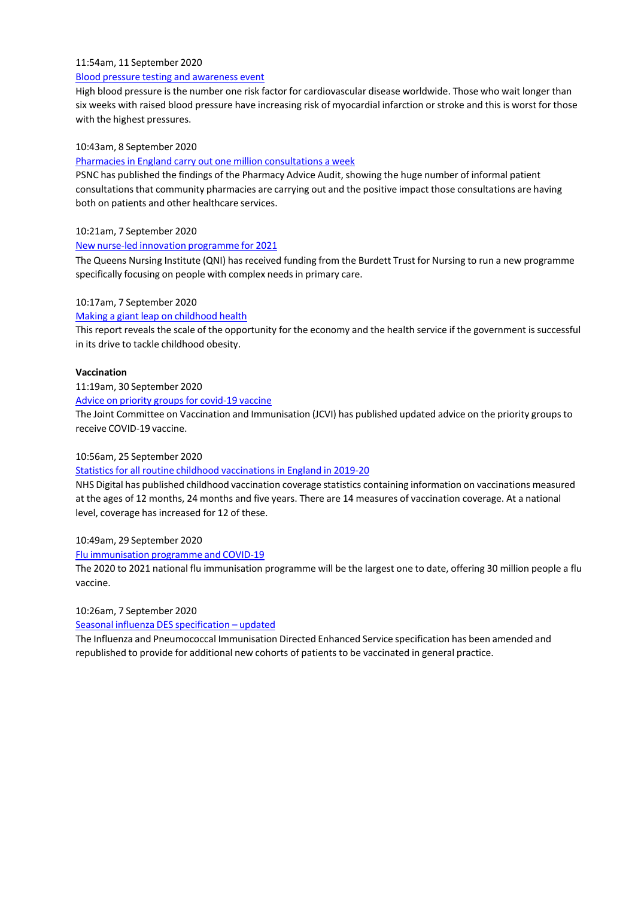11:54am, 11 September 2020

[Blood pressure testing and awareness event]

High blood pressure is the number one risk factor for cardiovascular disease worldwide. Those who wait longer than six weeks with raised blood pressure have increasing risk of myocardial infarction or stroke and this is worst for those with the highest pressures.

10:43am, 8 September 2020

[Pharmacies in England carry out one million consultations a week]

PSNC has published the findings of the Pharmacy Advice Audit, showing the huge number of informal patient consultations that community pharmacies are carrying out and the positive impact those consultations are having both on patients and other healthcare services.

10:21am, 7 September 2020

[New nurse-led innovation programme for 2021]

The Queens Nursing Institute (QNI) has received funding from the Burdett Trust for Nursing to run a new programme specifically focusing on people with complex needs in primary care.

10:17am, 7 September 2020

[Making a giant leap on childhood health]

This report reveals the scale of the opportunity for the economy and the health service if the government is successful in its drive to tackle childhood obesity.

**Vaccination**

11:19am, 30 September 2020

[Advice on priority groups for covid-19 vaccine]

The Joint Committee on Vaccination and Immunisation (JCVI) has published updated advice on the priority groups to receive COVID-19 vaccine.

10:56am, 25 September 2020

[Statistics for all routine childhood vaccinations in England in 2019-20]

NHS Digital has published childhood vaccination coverage statistics containing information on vaccinations measured at the ages of 12 months, 24 months and five years. There are 14 measures of vaccination coverage. At a national level, coverage has increased for 12 of these.

10:49am, 29 September 2020

[Flu immunisation programme and COVID-19]

The 2020 to 2021 national flu immunisation programme will be the largest one to date, offering 30 million people a flu vaccine.

10:26am, 7 September 2020

[Seasonal influenza DES specification – updated]

The Influenza and Pneumococcal Immunisation Directed Enhanced Service specification has been amended and republished to provide for additional new cohorts of patients to be vaccinated in general practice.